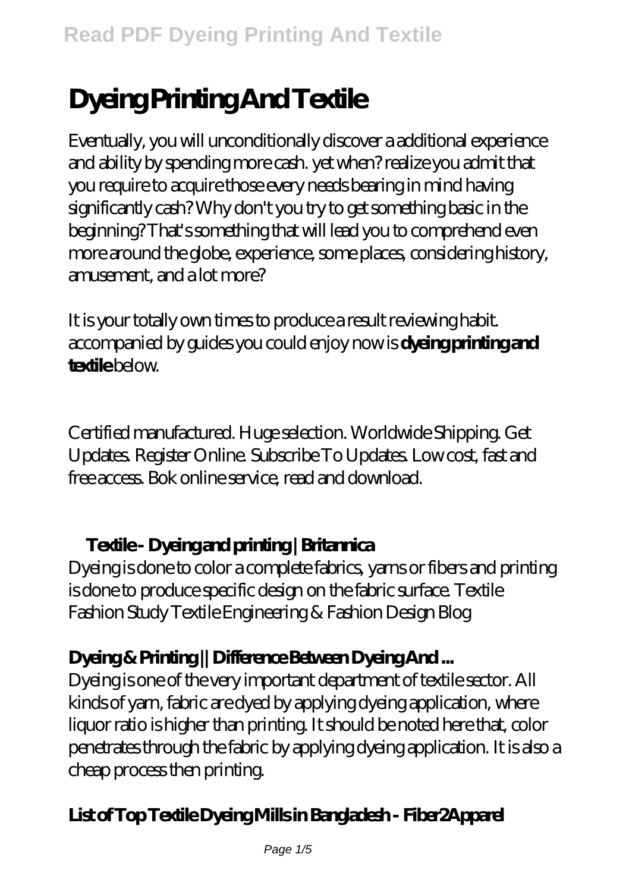# Dyeing Printing And Textile

Eventually, you will unconditionally discover a additional experience and ability by spending more cash. yet when? realize you admit that you require to acquire those every needs bearing in mind having significantly cash? Why don't you try to get something basic in the beginning? That's something that will lead you to comprehend even more around the globe, experience, some places, considering history, amusement, and a lot more?

It is your totally own times to produce a result reviewing habit. accompanied by guides you could enjoy now is **dyeing printing and textile** below.

Certified manufactured. Huge selection. Worldwide Shipping. Get Updates. Register Online. Subscribe To Updates. Low cost, fast and free access. Bok online service, read and download.

## Textile - Dyeing and printing | Britannica

Dyeing is done to color a complete fabrics, yarns or fibers and printing is done to produce specific design on the fabric surface. Textile Fashion Study Textile Engineering & Fashion Design Blog

## Dyeing & Printing || Difference Between Dyeing And ...

Dyeing is one of the very important department of textile sector. All kinds of yarn, fabric are dyed by applying dyeing application, where liquor ratio is higher than printing. It should be noted here that, color penetrates through the fabric by applying dyeing application. It is also a cheap process then printing.

## List of Top Textile Dyeing Mills in Bangladesh - Fiber2Apparel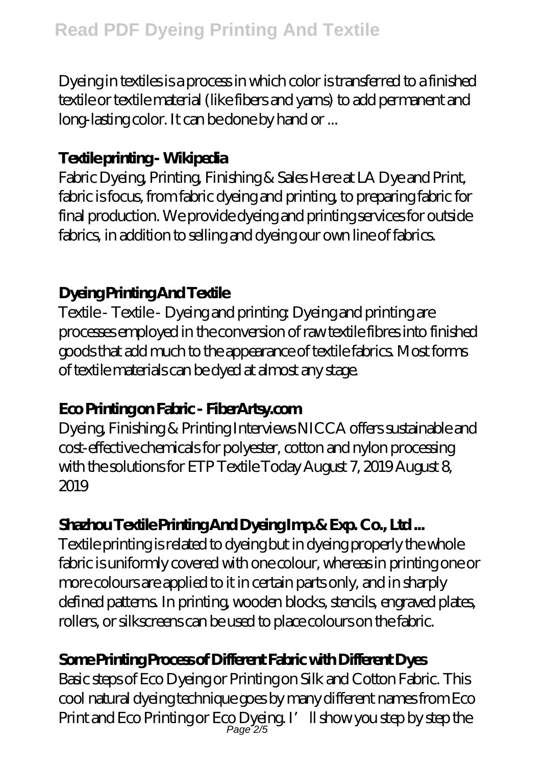Dyeing in textiles is a process in which color is transferred to a finished textile or textile material (like fibers and yarns) to add permanent and long-lasting color. It can be done by hand or ...

### Textile printing - Wikipedia

Fabric Dyeing, Printing, Finishing & Sales Here at LA Dye and Print, fabric is focus, from fabric dyeing and printing, to preparing fabric for final production. We provide dyeing and printing services for outside fabrics, in addition to selling and dyeing our own line of fabrics.

### Dyeing Printing And Textile

Textile - Textile - Dyeing and printing: Dyeing and printing are processes employed in the conversion of raw textile fibres into finished goods that add much to the appearance of textile fabrics. Most forms of textile materials can be dyed at almost any stage.

### Eco Printing on Fabric - FiberArtsy.com

Dyeing, Finishing & Printing Interviews NICCA offers sustainable and cost-effective chemicals for polyester, cotton and nylon processing with the solutions for ETP Textile Today August 7, 2019 August 8, 2019

### Shazhou Textile Printing And Dyeing Imp.& Exp. Co., Ltd ...

Textile printing is related to dyeing but in dyeing properly the whole fabric is uniformly covered with one colour, whereas in printing one or more colours are applied to it in certain parts only, and in sharply defined patterns. In printing, wooden blocks, stencils, engraved plates, rollers, or silkscreens can be used to place colours on the fabric.

### Some Printing Process of Different Fabric with Different Dyes

Basic steps of Eco Dyeing or Printing on Silk and Cotton Fabric. This cool natural dyeing technique goes by many different names from Eco Print and Eco Printing or Eco Dyeing. I'll show you step by step the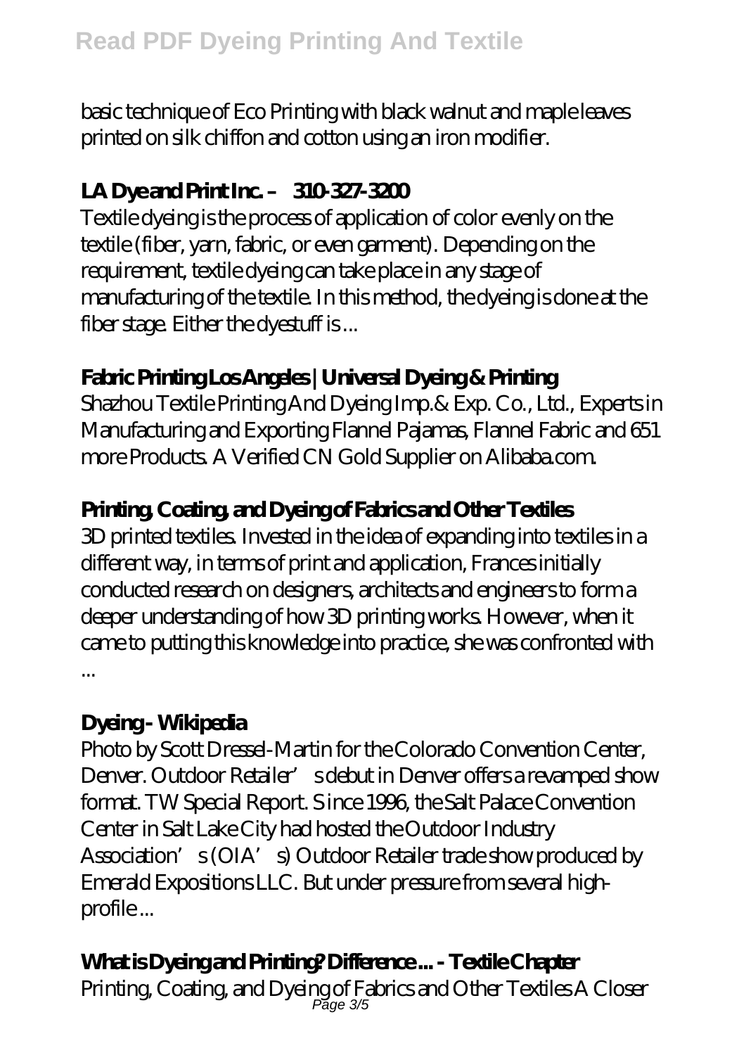basic technique of Eco Printing with black walnut and maple leaves printed on silk chiffon and cotton using an iron modifier.

### LA Dye and Print Inc. – 310-327-3200

Textile dyeing is the process of application of color evenly on the textile (fiber, yarn, fabric, or even garment). Depending on the requirement, textile dyeing can take place in any stage of manufacturing of the textile. In this method, the dyeing is done at the fiber stage. Either the dyestuff is ...

### Fabric Printing Los Angeles | Universal Dyeing & Printing

Shazhou Textile Printing And Dyeing Imp.& Exp. Co., Ltd., Experts in Manufacturing and Exporting Flannel Pajamas, Flannel Fabric and 651 more Products. A Verified CN Gold Supplier on Alibaba.com.

### Printing, Coating, and Dyeing of Fabrics and Other Textiles

3D printed textiles. Invested in the idea of expanding into textiles in a different way, in terms of print and application, Frances initially conducted research on designers, architects and engineers to form a deeper understanding of how 3D printing works. However, when it came to putting this knowledge into practice, she was confronted with ...

### Dyeing - Wikipedia

Photo by Scott Dressel-Martin for the Colorado Convention Center, Denver. Outdoor Retailer's debut in Denver offers a revamped show format. TW Special Report. S ince 1996, the Salt Palace Convention Center in Salt Lake City had hosted the Outdoor Industry Association's (OIA's) Outdoor Retailer trade show produced by Emerald Expositions LLC. But under pressure from several high-profile ...

### What is Dyeing and Printing? Difference ... - Textile Chapter

Printing, Coating, and Dyeing of Fabrics and Other Textiles A Closer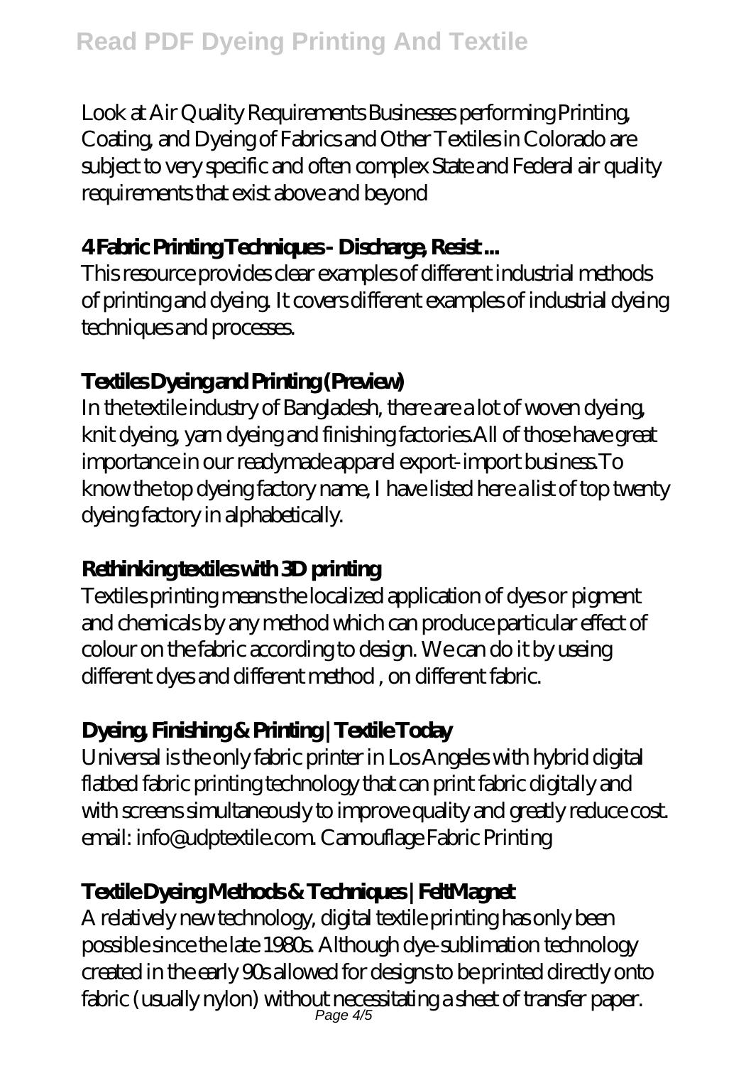Look at Air Quality Requirements Businesses performing Printing, Coating, and Dyeing of Fabrics and Other Textiles in Colorado are subject to very specific and often complex State and Federal air quality requirements that exist above and beyond

### 4 Fabric Printing Techniques - Discharge, Resist ...

This resource provides clear examples of different industrial methods of printing and dyeing. It covers different examples of industrial dyeing techniques and processes.

### Textiles Dyeing and Printing (Preview)

In the textile industry of Bangladesh, there are a lot of woven dyeing, knit dyeing, yarn dyeing and finishing factories.All of those have great importance in our readymade apparel export-import business.To know the top dyeing factory name, I have listed here a list of top twenty dyeing factory in alphabetically.

### Rethinking textiles with 3D printing

Textiles printing means the localized application of dyes or pigment and chemicals by any method which can produce particular effect of colour on the fabric according to design. We can do it by useing different dyes and different method , on different fabric.

### Dyeing, Finishing & Printing | Textile Today

Universal is the only fabric printer in Los Angeles with hybrid digital flatbed fabric printing technology that can print fabric digitally and with screens simultaneously to improve quality and greatly reduce cost. email: info@udptextile.com. Camouflage Fabric Printing

### Textile Dyeing Methods & Techniques | FeltMagnet

A relatively new technology, digital textile printing has only been possible since the late 1980s. Although dye-sublimation technology created in the early 90s allowed for designs to be printed directly onto fabric (usually nylon) without necessitating a sheet of transfer paper.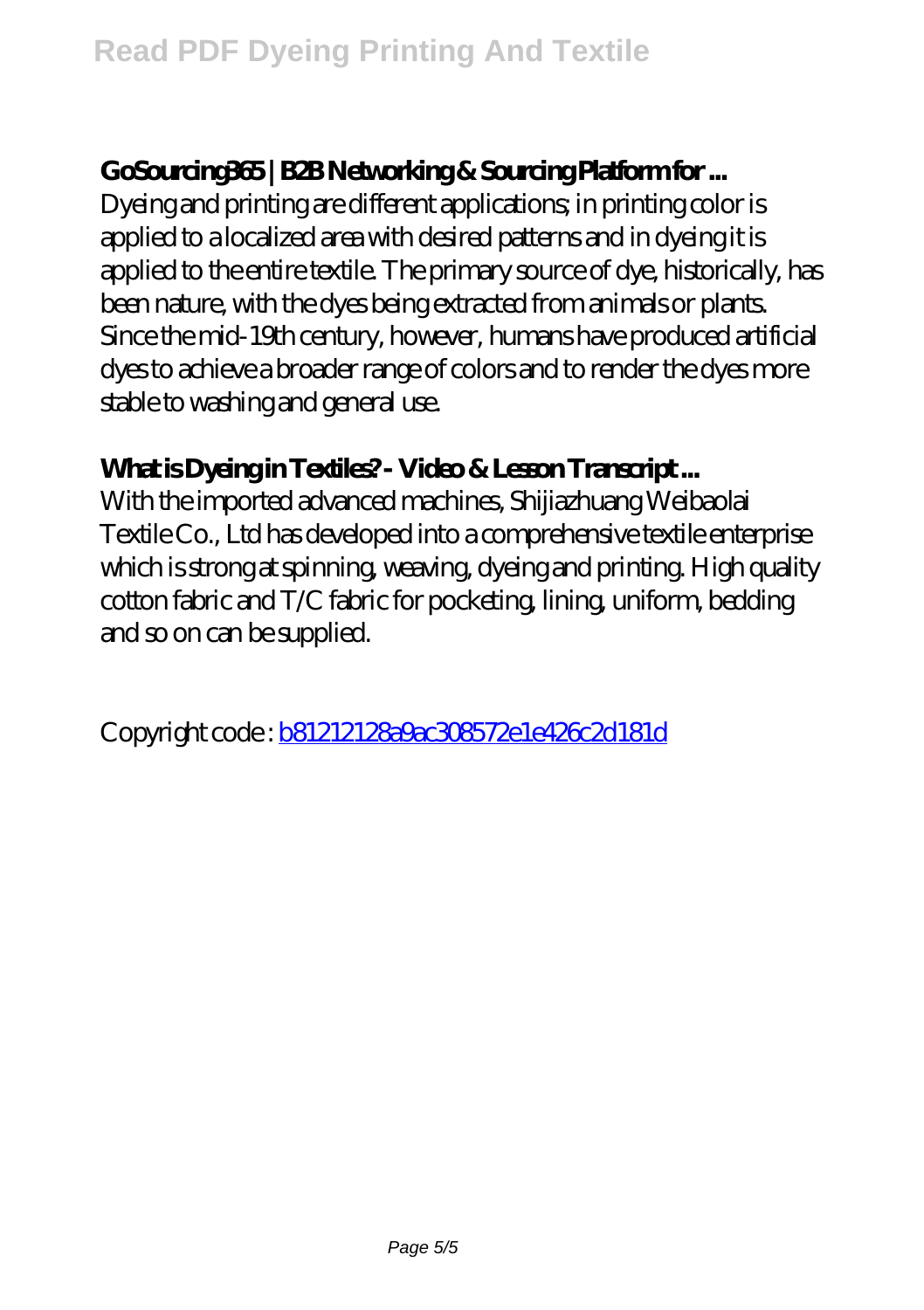**GoSourcing365 | B2B Networking & Sourcing Platform for ...**

Dyeing and printing are different applications; in printing color is applied to a localized area with desired patterns and in dyeing it is applied to the entire textile. The primary source of dye, historically, has been nature, with the dyes being extracted from animals or plants. Since the mid-19th century, however, humans have produced artificial dyes to achieve a broader range of colors and to render the dyes more stable to washing and general use.

**What is Dyeing in Textiles? - Video & Lesson Transcript ...**

With the imported advanced machines, Shijiazhuang Weibaolai Textile Co., Ltd has developed into a comprehensive textile enterprise which is strong at spinning, weaving, dyeing and printing. High quality cotton fabric and T/C fabric for pocketing, lining, uniform, bedding and so on can be supplied.

Copyright code : b81212128a9ac308572e1e426c2d181d